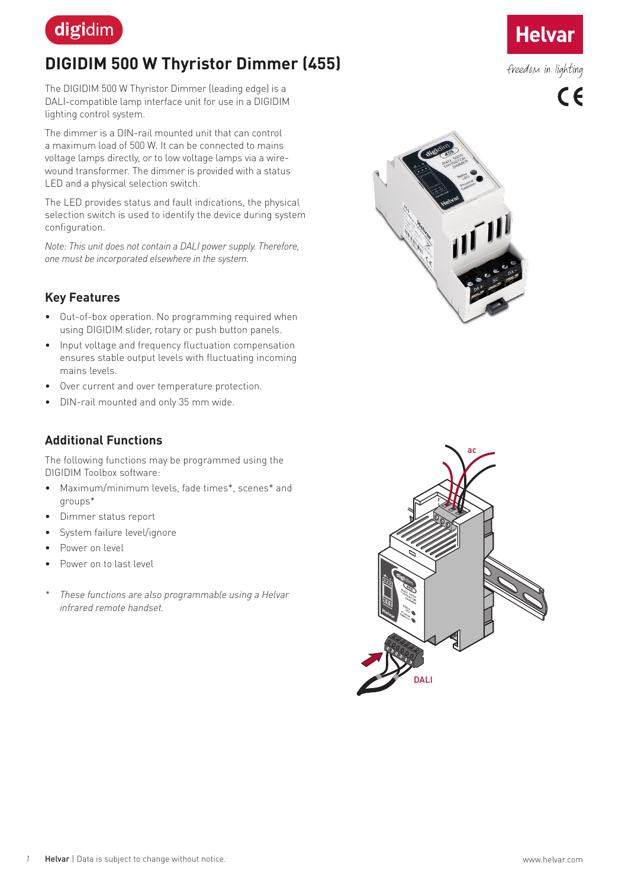digidim

# DIGIDIM 500 W Thyristor Dimmer (455)

Helvar

*freedom in lighting*

The DIGIDIM 500 W Thyristor Dimmer (leading edge) is a DALI-compatible lamp interface unit for use in a DIGIDIM lighting control system.

The dimmer is a DIN-rail mounted unit that can control a maximum load of 500 W. It can be connected to mains voltage lamps directly, or to low voltage lamps via a wire-wound transformer. The dimmer is provided with a status LED and a physical selection switch.

The LED provides status and fault indications, the physical selection switch is used to identify the device during system configuration.

*Note: This unit does not contain a DALI power supply. Therefore, one must be incorporated elsewhere in the system.*

## Key Features

- Out-of-box operation. No programming required when using DIGIDIM slider, rotary or push button panels.
- Input voltage and frequency fluctuation compensation ensures stable output levels with fluctuating incoming mains levels.
- Over current and over temperature protection.
- DIN-rail mounted and only 35 mm wide.

## Additional Functions

The following functions may be programmed using the DIGIDIM Toolbox software:

- Maximum/minimum levels, fade times*, scenes* and groups*
- Dimmer status report
- System failure level/ignore
- Power on level
- Power on to last level

\* *These functions are also programmable using a Helvar infrared remote handset.*

ac

DALI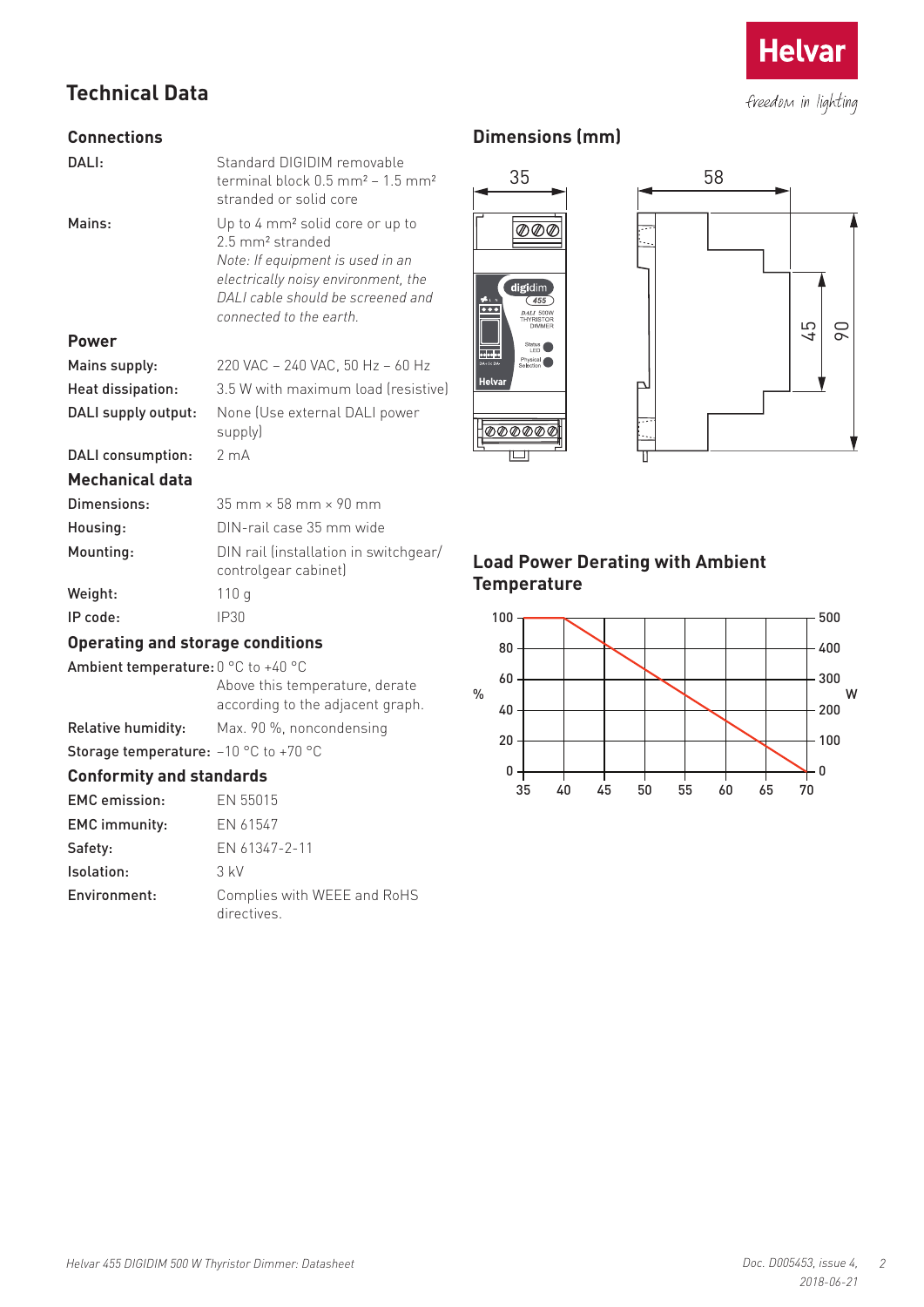# Technical Data

## Connections

| | |
|---|---|
| DALI: | Standard DIGIDIM removable terminal block 0.5 mm² – 1.5 mm² stranded or solid core |
| Mains: | Up to 4 mm² solid core or up to 2.5 mm² stranded<br>*Note: If equipment is used in an electrically noisy environment, the DALI cable should be screened and connected to the earth.* |

## Power

| | |
|---|---|
| Mains supply: | 220 VAC – 240 VAC, 50 Hz – 60 Hz |
| Heat dissipation: | 3.5 W with maximum load (resistive) |
| DALI supply output: | None (Use external DALI power supply) |
| DALI consumption: | 2 mA |

## Mechanical data

| | |
|---|---|
| Dimensions: | 35 mm × 58 mm × 90 mm |
| Housing: | DIN-rail case 35 mm wide |
| Mounting: | DIN rail (installation in switchgear/ controlgear cabinet) |
| Weight: | 110 g |
| IP code: | IP30 |

## Operating and storage conditions

| | |
|---|---|
| Ambient temperature: | 0 °C to +40 °C<br>Above this temperature, derate according to the adjacent graph. |
| Relative humidity: | Max. 90 %, noncondensing |
| Storage temperature: | –10 °C to +70 °C |

## Conformity and standards

| | |
|---|---|
| EMC emission: | EN 55015 |
| EMC immunity: | EN 61547 |
| Safety: | EN 61347-2-11 |
| Isolation: | 3 kV |
| Environment: | Complies with WEEE and RoHS directives. |

## Dimensions (mm)

35
58
45
90

digidim
455
DALI 500W THYRISTOR DIMMER
Status LED
Physical Selection
Helvar

## Load Power Derating with Ambient Temperature

%
100
80
60
40
20
0
35 40 45 50 55 60 65 70
W
500
400
300
200
100
0